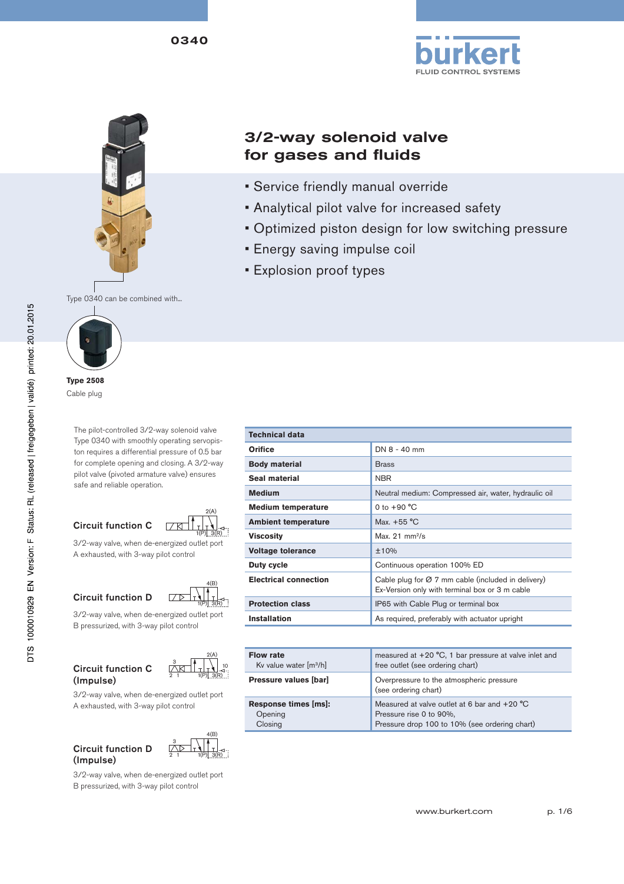0340

# 3/2-way solenoid valve for gases and fluids

- Service friendly manual override
- Analytical pilot valve for increased safety
- Optimized piston design for low switching pressure
- Energy saving impulse coil
- Explosion proof types

Type 0340 can be combined with...

**Type 2508**
Cable plug

The pilot-controlled 3/2-way solenoid valve Type 0340 with smoothly operating servopiston requires a differential pressure of 0.5 bar for complete opening and closing. A 3/2-way pilot valve (pivoted armature valve) ensures safe and reliable operation.

**Circuit function C**

3/2-way valve, when de-energized outlet port A exhausted, with 3-way pilot control

**Circuit function D**

3/2-way valve, when de-energized outlet port B pressurized, with 3-way pilot control

**Circuit function C (Impulse)**

3/2-way valve, when de-energized outlet port A exhausted, with 3-way pilot control

**Circuit function D (Impulse)**

3/2-way valve, when de-energized outlet port B pressurized, with 3-way pilot control

| Technical data | |
|---|---|
| **Orifice** | DN 8 - 40 mm |
| **Body material** | Brass |
| **Seal material** | NBR |
| **Medium** | Neutral medium: Compressed air, water, hydraulic oil |
| **Medium temperature** | 0 to +90 °C |
| **Ambient temperature** | Max. +55 °C |
| **Viscosity** | Max. 21 mm²/s |
| **Voltage tolerance** | ±10% |
| **Duty cycle** | Continuous operation 100% ED |
| **Electrical connection** | Cable plug for Ø 7 mm cable (included in delivery)<br>Ex-Version only with terminal box or 3 m cable |
| **Protection class** | IP65 with Cable Plug or terminal box |
| **Installation** | As required, preferably with actuator upright |

| | |
|---|---|
| **Flow rate**<br>Kv value water [m³/h] | measured at +20 °C, 1 bar pressure at valve inlet and free outlet (see ordering chart) |
| **Pressure values [bar]** | Overpressure to the atmospheric pressure<br>(see ordering chart) |
| **Response times [ms]:**<br>Opening<br>Closing | Measured at valve outlet at 6 bar and +20 °C<br>Pressure rise 0 to 90%,<br>Pressure drop 100 to 10% (see ordering chart) |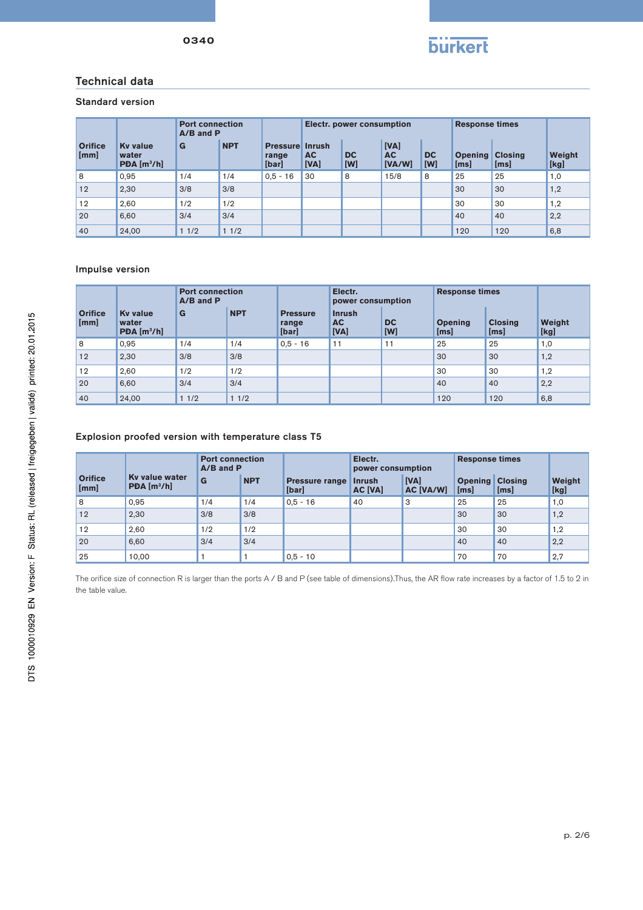## Technical data

### Standard version

| Orifice [mm] | Kv value water PÐA [m³/h] | Port connection A/B and P G | NPT | Pressure range [bar] | Electr. power consumption Inrush AC [VA] | DC [W] | [VA] AC [VA/W] | DC [W] | Response times Opening [ms] | Closing [ms] | Weight [kg] |
|---|---|---|---|---|---|---|---|---|---|---|---|
| 8 | 0,95 | 1/4 | 1/4 | 0,5 - 16 | 30 | 8 | 15/8 | 8 | 25 | 25 | 1,0 |
| 12 | 2,30 | 3/8 | 3/8 | | | | | | 30 | 30 | 1,2 |
| 12 | 2,60 | 1/2 | 1/2 | | | | | | 30 | 30 | 1,2 |
| 20 | 6,60 | 3/4 | 3/4 | | | | | | 40 | 40 | 2,2 |
| 40 | 24,00 | 1 1/2 | 1 1/2 | | | | | | 120 | 120 | 6,8 |

### Impulse version

| Orifice [mm] | Kv value water PÐA [m³/h] | Port connection A/B and P G | NPT | Pressure range [bar] | Electr. power consumption Inrush AC [VA] | DC [W] | Response times Opening [ms] | Closing [ms] | Weight [kg] |
|---|---|---|---|---|---|---|---|---|---|
| 8 | 0,95 | 1/4 | 1/4 | 0,5 - 16 | 11 | 11 | 25 | 25 | 1,0 |
| 12 | 2,30 | 3/8 | 3/8 | | | | 30 | 30 | 1,2 |
| 12 | 2,60 | 1/2 | 1/2 | | | | 30 | 30 | 1,2 |
| 20 | 6,60 | 3/4 | 3/4 | | | | 40 | 40 | 2,2 |
| 40 | 24,00 | 1 1/2 | 1 1/2 | | | | 120 | 120 | 6,8 |

### Explosion proofed version with temperature class T5

| Orifice [mm] | Kv value water PÐA [m³/h] | Port connection A/B and P G | NPT | Pressure range [bar] | Electr. power consumption Inrush AC [VA] | [VA] AC [VA/W] | Response times Opening [ms] | Closing [ms] | Weight [kg] |
|---|---|---|---|---|---|---|---|---|---|
| 8 | 0,95 | 1/4 | 1/4 | 0,5 - 16 | 40 | 3 | 25 | 25 | 1,0 |
| 12 | 2,30 | 3/8 | 3/8 | | | | 30 | 30 | 1,2 |
| 12 | 2,60 | 1/2 | 1/2 | | | | 30 | 30 | 1,2 |
| 20 | 6,60 | 3/4 | 3/4 | | | | 40 | 40 | 2,2 |
| 25 | 10,00 | 1 | 1 | 0,5 - 10 | | | 70 | 70 | 2,7 |

The orifice size of connection R is larger than the ports A / B and P (see table of dimensions).Thus, the AR flow rate increases by a factor of 1.5 to 2 in the table value.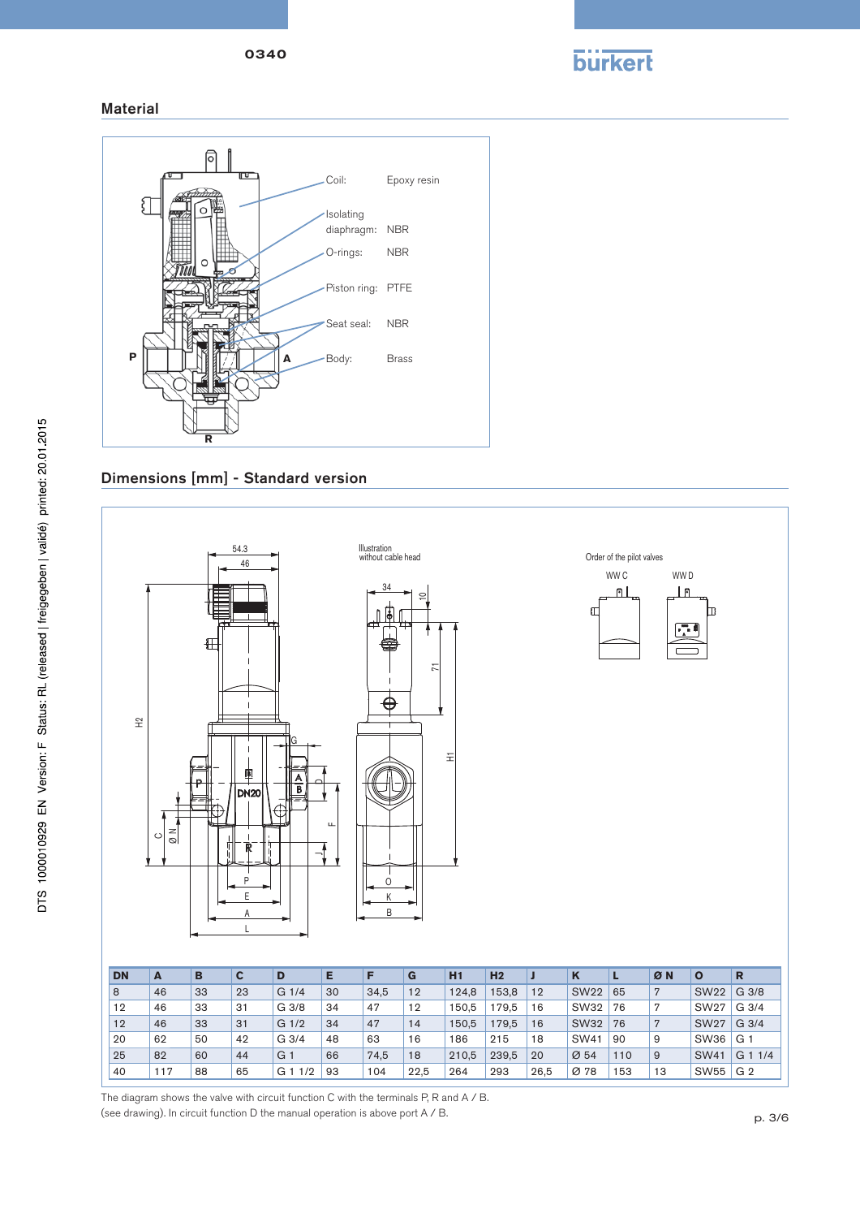## Material

Coil: Epoxy resin

Isolating diaphragm: NBR

O-rings: NBR

Piston ring: PTFE

Seat seal: NBR

Body: Brass

## Dimensions [mm] - Standard version

Illustration without cable head

Order of the pilot valves

WW C WW D

| DN | A | B | C | D | E | F | G | H1 | H2 | J | K | L | Ø N | O | R |
|---|---|---|---|---|---|---|---|---|---|---|---|---|---|---|---|
| 8 | 46 | 33 | 23 | G 1/4 | 30 | 34,5 | 12 | 124,8 | 153,8 | 12 | SW22 | 65 | 7 | SW22 | G 3/8 |
| 12 | 46 | 33 | 31 | G 3/8 | 34 | 47 | 12 | 150,5 | 179,5 | 16 | SW32 | 76 | 7 | SW27 | G 3/4 |
| 12 | 46 | 33 | 31 | G 1/2 | 34 | 47 | 14 | 150,5 | 179,5 | 16 | SW32 | 76 | 7 | SW27 | G 3/4 |
| 20 | 62 | 50 | 42 | G 3/4 | 48 | 63 | 16 | 186 | 215 | 18 | SW41 | 90 | 9 | SW36 | G 1 |
| 25 | 82 | 60 | 44 | G 1 | 66 | 74,5 | 18 | 210,5 | 239,5 | 20 | Ø 54 | 110 | 9 | SW41 | G 1 1/4 |
| 40 | 117 | 88 | 65 | G 1 1/2 | 93 | 104 | 22,5 | 264 | 293 | 26,5 | Ø 78 | 153 | 13 | SW55 | G 2 |

The diagram shows the valve with circuit function C with the terminals P, R and A / B.
(see drawing). In circuit function D the manual operation is above port A / B.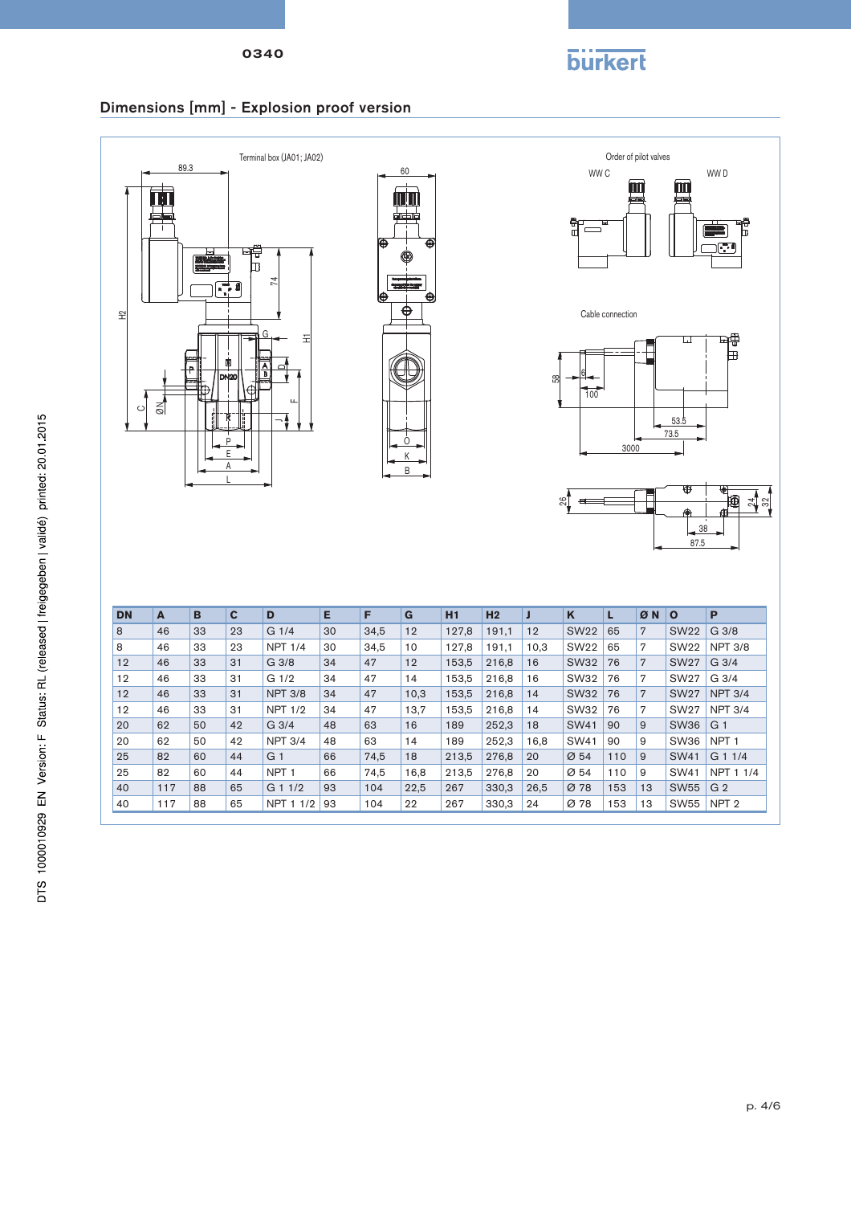## Dimensions [mm] - Explosion proof version

Terminal box (JA01; JA02)

Order of pilot valves

WW C WW D

Cable connection

| DN | A | B | C | D | E | F | G | H1 | H2 | J | K | L | Ø N | O | P |
|---|---|---|---|---|---|---|---|---|---|---|---|---|---|---|---|
| 8 | 46 | 33 | 23 | G 1/4 | 30 | 34,5 | 12 | 127,8 | 191,1 | 12 | SW22 | 65 | 7 | SW22 | G 3/8 |
| 8 | 46 | 33 | 23 | NPT 1/4 | 30 | 34,5 | 10 | 127,8 | 191,1 | 10,3 | SW22 | 65 | 7 | SW22 | NPT 3/8 |
| 12 | 46 | 33 | 31 | G 3/8 | 34 | 47 | 12 | 153,5 | 216,8 | 16 | SW32 | 76 | 7 | SW27 | G 3/4 |
| 12 | 46 | 33 | 31 | G 1/2 | 34 | 47 | 14 | 153,5 | 216,8 | 16 | SW32 | 76 | 7 | SW27 | G 3/4 |
| 12 | 46 | 33 | 31 | NPT 3/8 | 34 | 47 | 10,3 | 153,5 | 216,8 | 14 | SW32 | 76 | 7 | SW27 | NPT 3/4 |
| 12 | 46 | 33 | 31 | NPT 1/2 | 34 | 47 | 13,7 | 153,5 | 216,8 | 14 | SW32 | 76 | 7 | SW27 | NPT 3/4 |
| 20 | 62 | 50 | 42 | G 3/4 | 48 | 63 | 16 | 189 | 252,3 | 18 | SW41 | 90 | 9 | SW36 | G 1 |
| 20 | 62 | 50 | 42 | NPT 3/4 | 48 | 63 | 14 | 189 | 252,3 | 16,8 | SW41 | 90 | 9 | SW36 | NPT 1 |
| 25 | 82 | 60 | 44 | G 1 | 66 | 74,5 | 18 | 213,5 | 276,8 | 20 | Ø 54 | 110 | 9 | SW41 | G 1 1/4 |
| 25 | 82 | 60 | 44 | NPT 1 | 66 | 74,5 | 16,8 | 213,5 | 276,8 | 20 | Ø 54 | 110 | 9 | SW41 | NPT 1 1/4 |
| 40 | 117 | 88 | 65 | G 1 1/2 | 93 | 104 | 22,5 | 267 | 330,3 | 26,5 | Ø 78 | 153 | 13 | SW55 | G 2 |
| 40 | 117 | 88 | 65 | NPT 1 1/2 | 93 | 104 | 22 | 267 | 330,3 | 24 | Ø 78 | 153 | 13 | SW55 | NPT 2 |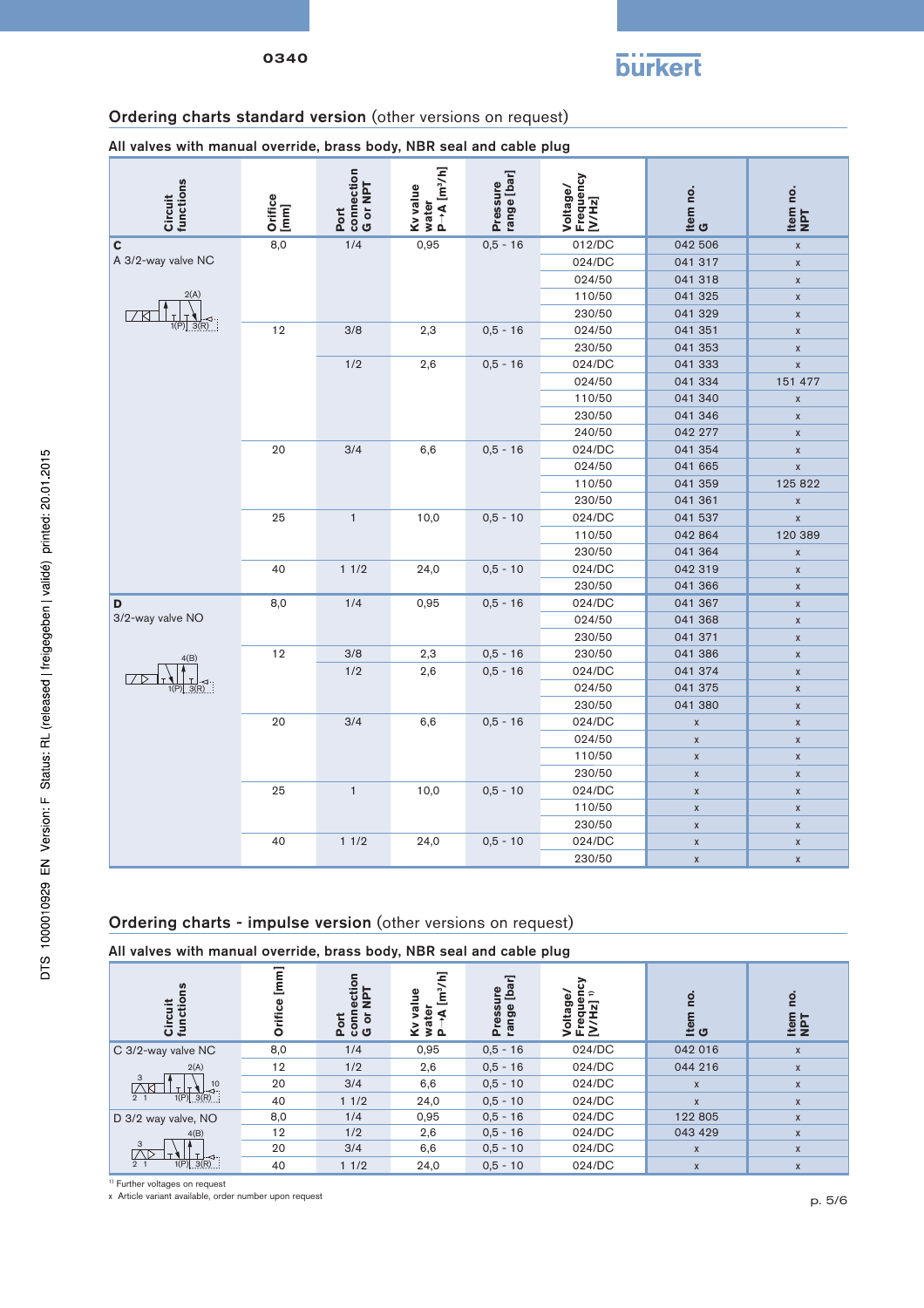## Ordering charts standard version (other versions on request)

### All valves with manual override, brass body, NBR seal and cable plug

| Circuit functions | Orifice [mm] | Port connection G or NPT | Kv value water P→A [m³/h] | Pressure range [bar] | Voltage/ Frequency [V/Hz] | Item no. G | Item no. NPT |
|---|---|---|---|---|---|---|---|
| **C** A 3/2-way valve NC | 8,0 | 1/4 | 0,95 | 0,5 - 16 | 012/DC | 042 506 | x |
| | | | | | 024/DC | 041 317 | x |
| | | | | | 024/50 | 041 318 | x |
| | | | | | 110/50 | 041 325 | x |
| | | | | | 230/50 | 041 329 | x |
| | 12 | 3/8 | 2,3 | 0,5 - 16 | 024/50 | 041 351 | x |
| | | | | | 230/50 | 041 353 | x |
| | | 1/2 | 2,6 | 0,5 - 16 | 024/DC | 041 333 | x |
| | | | | | 024/50 | 041 334 | 151 477 |
| | | | | | 110/50 | 041 340 | x |
| | | | | | 230/50 | 041 346 | x |
| | | | | | 240/50 | 042 277 | x |
| | 20 | 3/4 | 6,6 | 0,5 - 16 | 024/DC | 041 354 | x |
| | | | | | 024/50 | 041 665 | x |
| | | | | | 110/50 | 041 359 | 125 822 |
| | | | | | 230/50 | 041 361 | x |
| | 25 | 1 | 10,0 | 0,5 - 10 | 024/DC | 041 537 | x |
| | | | | | 110/50 | 042 864 | 120 389 |
| | | | | | 230/50 | 041 364 | x |
| | 40 | 1 1/2 | 24,0 | 0,5 - 10 | 024/DC | 042 319 | x |
| | | | | | 230/50 | 041 366 | x |
| **D** 3/2-way valve NO | 8,0 | 1/4 | 0,95 | 0,5 - 16 | 024/DC | 041 367 | x |
| | | | | | 024/50 | 041 368 | x |
| | | | | | 230/50 | 041 371 | x |
| | 12 | 3/8 | 2,3 | 0,5 - 16 | 230/50 | 041 386 | x |
| | | 1/2 | 2,6 | 0,5 - 16 | 024/DC | 041 374 | x |
| | | | | | 024/50 | 041 375 | x |
| | | | | | 230/50 | 041 380 | x |
| | 20 | 3/4 | 6,6 | 0,5 - 16 | 024/DC | x | x |
| | | | | | 024/50 | x | x |
| | | | | | 110/50 | x | x |
| | | | | | 230/50 | x | x |
| | 25 | 1 | 10,0 | 0,5 - 10 | 024/DC | x | x |
| | | | | | 110/50 | x | x |
| | | | | | 230/50 | x | x |
| | 40 | 1 1/2 | 24,0 | 0,5 - 10 | 024/DC | x | x |
| | | | | | 230/50 | x | x |

## Ordering charts - impulse version (other versions on request)

### All valves with manual override, brass body, NBR seal and cable plug

| Circuit functions | Orifice [mm] | Port connection G or NPT | Kv value water P→A [m³/h] | Pressure range [bar] | Voltage/ Frequency [V/Hz] [1] | Item no. G | Item no. NPT |
|---|---|---|---|---|---|---|---|
| C 3/2-way valve NC | 8,0 | 1/4 | 0,95 | 0,5 - 16 | 024/DC | 042 016 | x |
| | 12 | 1/2 | 2,6 | 0,5 - 16 | 024/DC | 044 216 | x |
| | 20 | 3/4 | 6,6 | 0,5 - 10 | 024/DC | x | x |
| | 40 | 1 1/2 | 24,0 | 0,5 - 10 | 024/DC | x | x |
| D 3/2 way valve, NO | 8,0 | 1/4 | 0,95 | 0,5 - 16 | 024/DC | 122 805 | x |
| | 12 | 1/2 | 2,6 | 0,5 - 16 | 024/DC | 043 429 | x |
| | 20 | 3/4 | 6,6 | 0,5 - 10 | 024/DC | x | x |
| | 40 | 1 1/2 | 24,0 | 0,5 - 10 | 024/DC | x | x |

[1] Further voltages on request

x Article variant available, order number upon request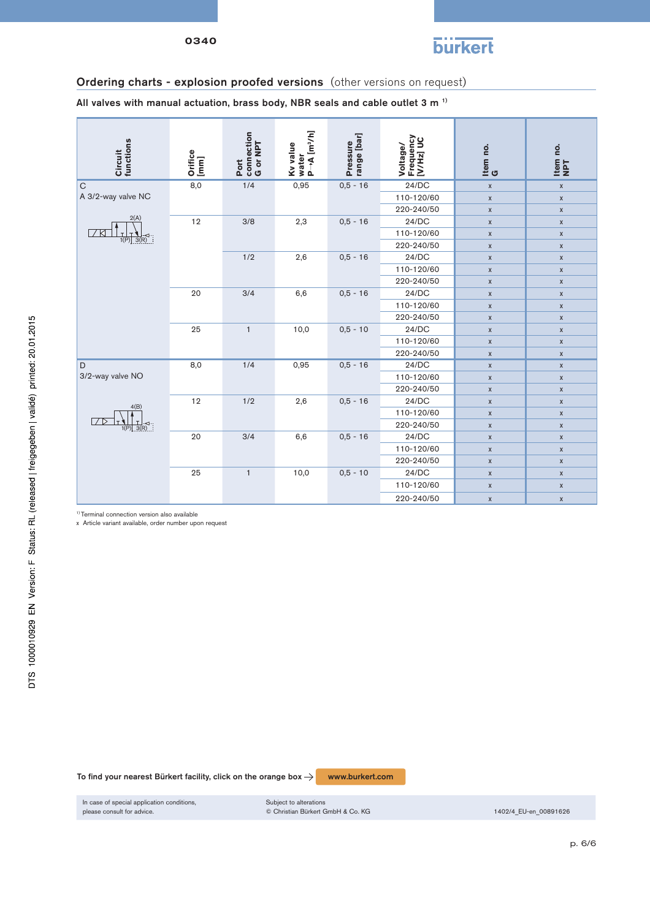## Ordering charts - explosion proofed versions (other versions on request)

**All valves with manual actuation, brass body, NBR seals and cable outlet 3 m [1]**

| Circuit functions | Orifice [mm] | Port connection G or NPT | Kv value water P→A [m³/h] | Pressure range [bar] | Voltage/ Frequency [V/Hz] UC | Item no. G | Item no. NPT |
|---|---|---|---|---|---|---|---|
| C<br>A 3/2-way valve NC | 8,0 | 1/4 | 0,95 | 0,5 - 16 | 24/DC | x | x |
| | | | | | 110-120/60 | x | x |
| | | | | | 220-240/50 | x | x |
| | 12 | 3/8 | 2,3 | 0,5 - 16 | 24/DC | x | x |
| | | | | | 110-120/60 | x | x |
| | | | | | 220-240/50 | x | x |
| | | 1/2 | 2,6 | 0,5 - 16 | 24/DC | x | x |
| | | | | | 110-120/60 | x | x |
| | | | | | 220-240/50 | x | x |
| | 20 | 3/4 | 6,6 | 0,5 - 16 | 24/DC | x | x |
| | | | | | 110-120/60 | x | x |
| | | | | | 220-240/50 | x | x |
| | 25 | 1 | 10,0 | 0,5 - 10 | 24/DC | x | x |
| | | | | | 110-120/60 | x | x |
| | | | | | 220-240/50 | x | x |
| D<br>3/2-way valve NO | 8,0 | 1/4 | 0,95 | 0,5 - 16 | 24/DC | x | x |
| | | | | | 110-120/60 | x | x |
| | | | | | 220-240/50 | x | x |
| | 12 | 1/2 | 2,6 | 0,5 - 16 | 24/DC | x | x |
| | | | | | 110-120/60 | x | x |
| | | | | | 220-240/50 | x | x |
| | 20 | 3/4 | 6,6 | 0,5 - 16 | 24/DC | x | x |
| | | | | | 110-120/60 | x | x |
| | | | | | 220-240/50 | x | x |
| | 25 | 1 | 10,0 | 0,5 - 10 | 24/DC | x | x |
| | | | | | 110-120/60 | x | x |
| | | | | | 220-240/50 | x | x |

[1] Terminal connection version also available

x Article variant available, order number upon request

To find your nearest Bürkert facility, click on the orange box → www.burkert.com

In case of special application conditions, please consult for advice.

Subject to alterations
© Christian Bürkert GmbH & Co. KG

1402/4_EU-en_00891626